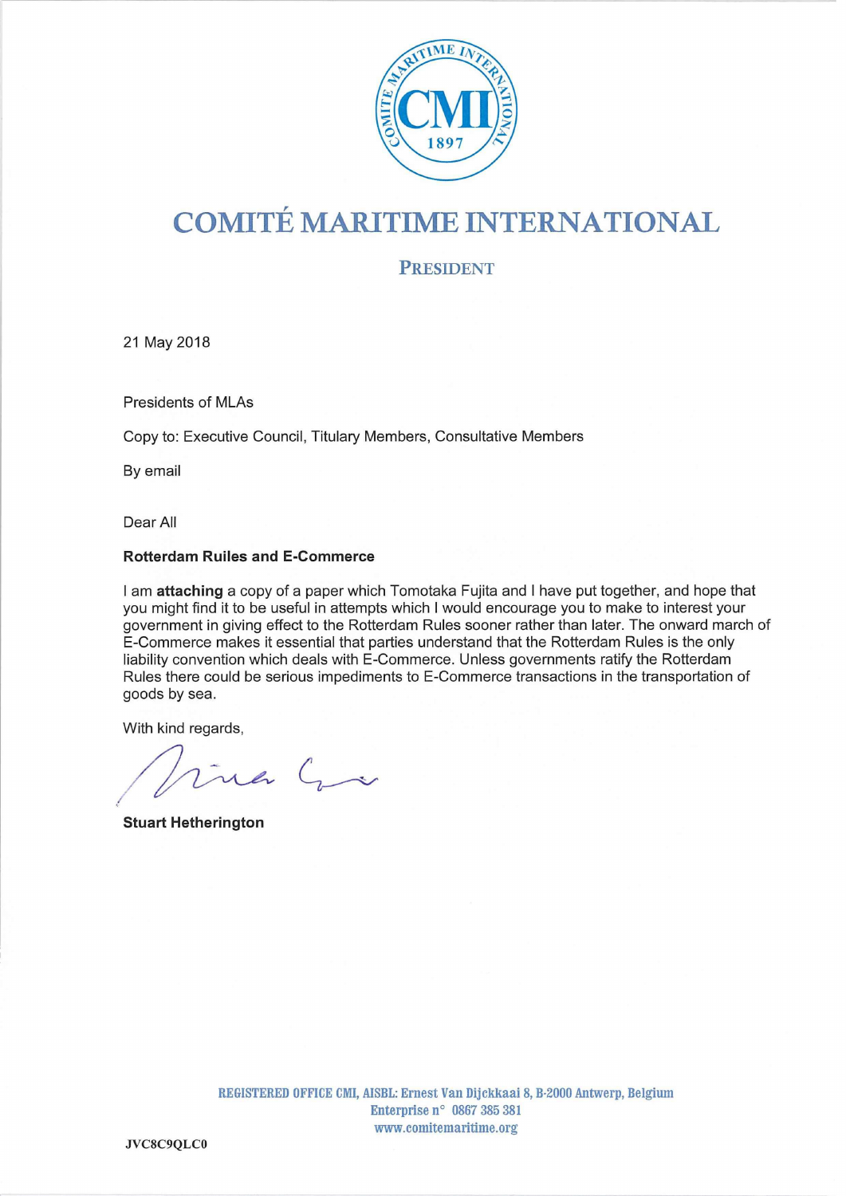# COMITÉ MARITIME INTERNATIONAL

## PRESIDENT

21 May 2018

Presidents of MLAs

Copy to: Executive Council, Titulary Members, Consultative Members

By email

Dear All

**Rotterdam Ruiles and E-Commerce**

I am **attaching** a copy of a paper which Tomotaka Fujita and I have put together, and hope that you might find it to be useful in attempts which I would encourage you to make to interest your government in giving effect to the Rotterdam Rules sooner rather than later. The onward march of E-Commerce makes it essential that parties understand that the Rotterdam Rules is the only liability convention which deals with E-Commerce. Unless governments ratify the Rotterdam Rules there could be serious impediments to E-Commerce transactions in the transportation of goods by sea.

With kind regards,

**Stuart Hetherington**

REGISTERED OFFICE CMI, AISBL: Ernest Van Dijckkaai 8, B-2000 Antwerp, Belgium
Enterprise n° 0867 385 381
www.comitemaritime.org

JVC8C9QLC0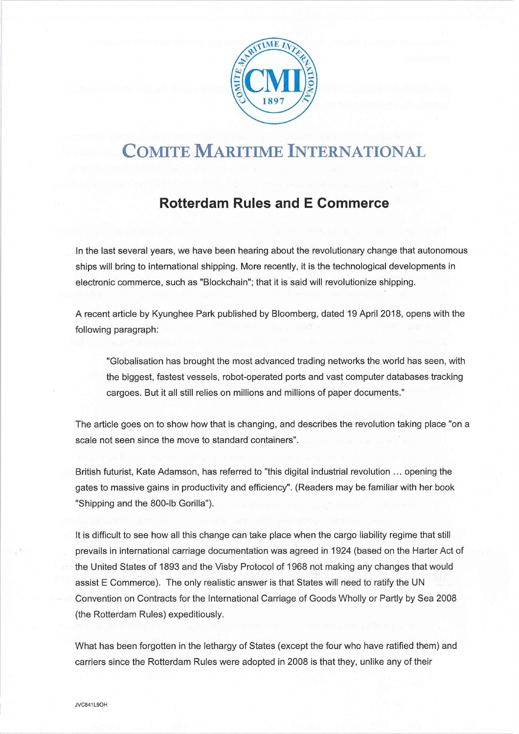# COMITE MARITIME INTERNATIONAL

## Rotterdam Rules and E Commerce

In the last several years, we have been hearing about the revolutionary change that autonomous ships will bring to international shipping. More recently, it is the technological developments in electronic commerce, such as "Blockchain"; that it is said will revolutionize shipping.

A recent article by Kyunghee Park published by Bloomberg, dated 19 April 2018, opens with the following paragraph:

> "Globalisation has brought the most advanced trading networks the world has seen, with the biggest, fastest vessels, robot-operated ports and vast computer databases tracking cargoes. But it all still relies on millions and millions of paper documents."

The article goes on to show how that is changing, and describes the revolution taking place "on a scale not seen since the move to standard containers".

British futurist, Kate Adamson, has referred to "this digital industrial revolution ... opening the gates to massive gains in productivity and efficiency". (Readers may be familiar with her book "Shipping and the 800-lb Gorilla").

It is difficult to see how all this change can take place when the cargo liability regime that still prevails in international carriage documentation was agreed in 1924 (based on the Harter Act of the United States of 1893 and the Visby Protocol of 1968 not making any changes that would assist E Commerce). The only realistic answer is that States will need to ratify the UN Convention on Contracts for the International Carriage of Goods Wholly or Partly by Sea 2008 (the Rotterdam Rules) expeditiously.

What has been forgotten in the lethargy of States (except the four who have ratified them) and carriers since the Rotterdam Rules were adopted in 2008 is that they, unlike any of their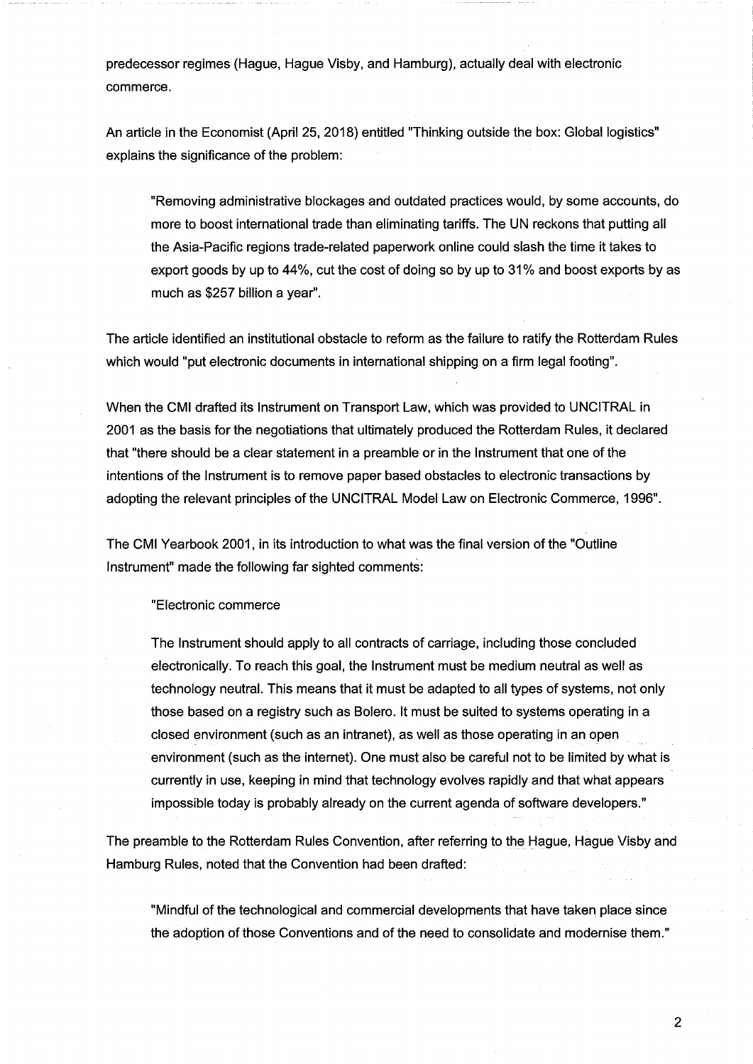predecessor regimes (Hague, Hague Visby, and Hamburg), actually deal with electronic commerce.

An article in the Economist (April 25, 2018) entitled "Thinking outside the box: Global logistics" explains the significance of the problem:

> "Removing administrative blockages and outdated practices would, by some accounts, do more to boost international trade than eliminating tariffs. The UN reckons that putting all the Asia-Pacific regions trade-related paperwork online could slash the time it takes to export goods by up to 44%, cut the cost of doing so by up to 31% and boost exports by as much as $257 billion a year".

The article identified an institutional obstacle to reform as the failure to ratify the Rotterdam Rules which would "put electronic documents in international shipping on a firm legal footing".

When the CMI drafted its Instrument on Transport Law, which was provided to UNCITRAL in 2001 as the basis for the negotiations that ultimately produced the Rotterdam Rules, it declared that "there should be a clear statement in a preamble or in the Instrument that one of the intentions of the Instrument is to remove paper based obstacles to electronic transactions by adopting the relevant principles of the UNCITRAL Model Law on Electronic Commerce, 1996".

The CMI Yearbook 2001, in its introduction to what was the final version of the "Outline Instrument" made the following far sighted comments:

> "Electronic commerce
>
> The Instrument should apply to all contracts of carriage, including those concluded electronically. To reach this goal, the Instrument must be medium neutral as well as technology neutral. This means that it must be adapted to all types of systems, not only those based on a registry such as Bolero. It must be suited to systems operating in a closed environment (such as an intranet), as well as those operating in an open environment (such as the internet). One must also be careful not to be limited by what is currently in use, keeping in mind that technology evolves rapidly and that what appears impossible today is probably already on the current agenda of software developers."

The preamble to the Rotterdam Rules Convention, after referring to the Hague, Hague Visby and Hamburg Rules, noted that the Convention had been drafted:

> "Mindful of the technological and commercial developments that have taken place since the adoption of those Conventions and of the need to consolidate and modernise them."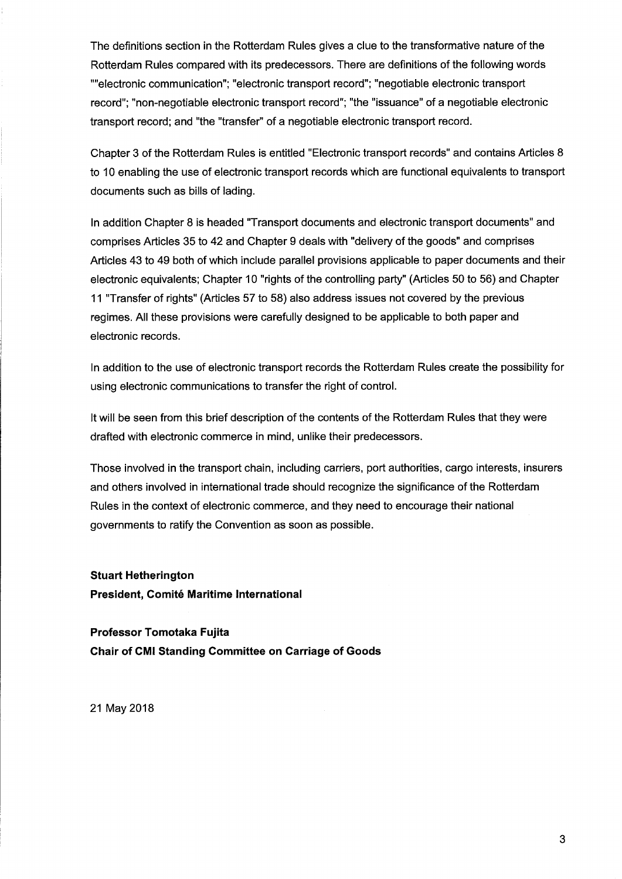The definitions section in the Rotterdam Rules gives a clue to the transformative nature of the Rotterdam Rules compared with its predecessors. There are definitions of the following words ""electronic communication"; "electronic transport record"; "negotiable electronic transport record"; "non-negotiable electronic transport record"; "the "issuance" of a negotiable electronic transport record; and "the "transfer" of a negotiable electronic transport record.

Chapter 3 of the Rotterdam Rules is entitled "Electronic transport records" and contains Articles 8 to 10 enabling the use of electronic transport records which are functional equivalents to transport documents such as bills of lading.

In addition Chapter 8 is headed "Transport documents and electronic transport documents" and comprises Articles 35 to 42 and Chapter 9 deals with "delivery of the goods" and comprises Articles 43 to 49 both of which include parallel provisions applicable to paper documents and their electronic equivalents; Chapter 10 "rights of the controlling party" (Articles 50 to 56) and Chapter 11 "Transfer of rights" (Articles 57 to 58) also address issues not covered by the previous regimes. All these provisions were carefully designed to be applicable to both paper and electronic records.

In addition to the use of electronic transport records the Rotterdam Rules create the possibility for using electronic communications to transfer the right of control.

It will be seen from this brief description of the contents of the Rotterdam Rules that they were drafted with electronic commerce in mind, unlike their predecessors.

Those involved in the transport chain, including carriers, port authorities, cargo interests, insurers and others involved in international trade should recognize the significance of the Rotterdam Rules in the context of electronic commerce, and they need to encourage their national governments to ratify the Convention as soon as possible.

**Stuart Hetherington**
**President, Comité Maritime International**

**Professor Tomotaka Fujita**
**Chair of CMI Standing Committee on Carriage of Goods**

21 May 2018